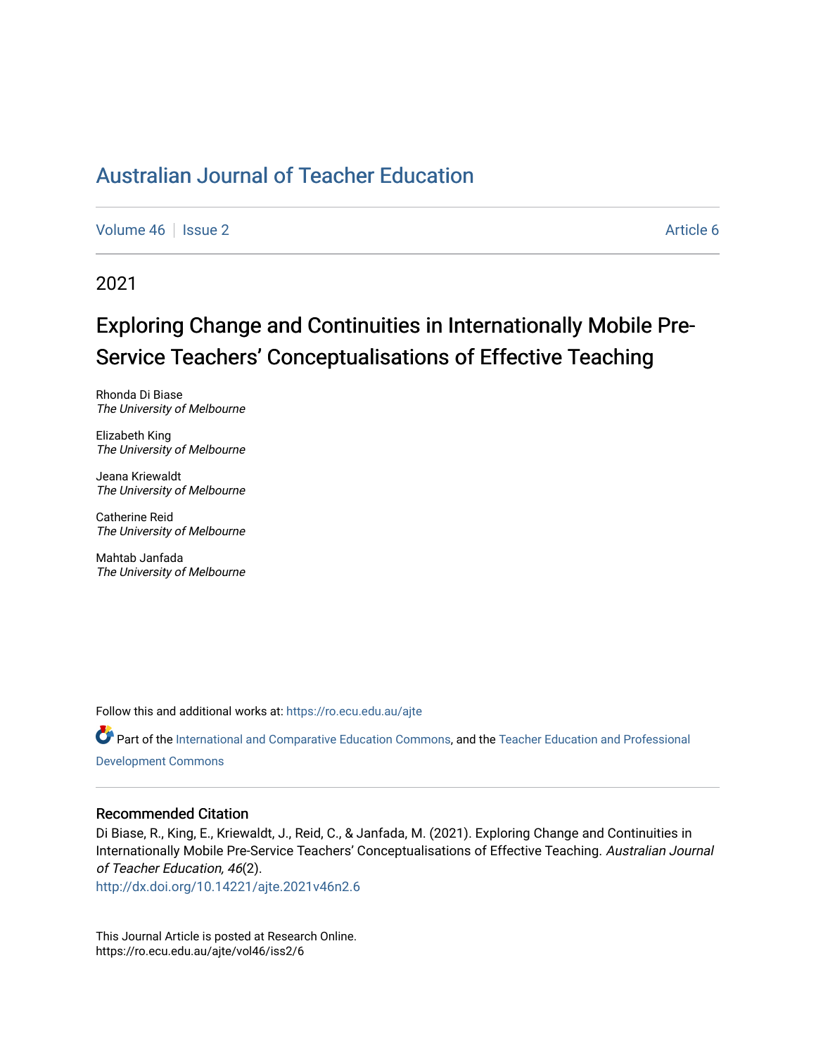# Australian Journal of Teacher Education

Volume 46 | Issue 2 | Article 6

2021

## Exploring Change and Continuities in Internationally Mobile Pre-Service Teachers' Conceptualisations of Effective Teaching

Rhonda Di Biase
*The University of Melbourne*

Elizabeth King
*The University of Melbourne*

Jeana Kriewaldt
*The University of Melbourne*

Catherine Reid
*The University of Melbourne*

Mahtab Janfada
*The University of Melbourne*

Follow this and additional works at: https://ro.ecu.edu.au/ajte

Part of the International and Comparative Education Commons, and the Teacher Education and Professional Development Commons

### Recommended Citation

Di Biase, R., King, E., Kriewaldt, J., Reid, C., & Janfada, M. (2021). Exploring Change and Continuities in Internationally Mobile Pre-Service Teachers' Conceptualisations of Effective Teaching. *Australian Journal of Teacher Education, 46*(2).
http://dx.doi.org/10.14221/ajte.2021v46n2.6

This Journal Article is posted at Research Online.
https://ro.ecu.edu.au/ajte/vol46/iss2/6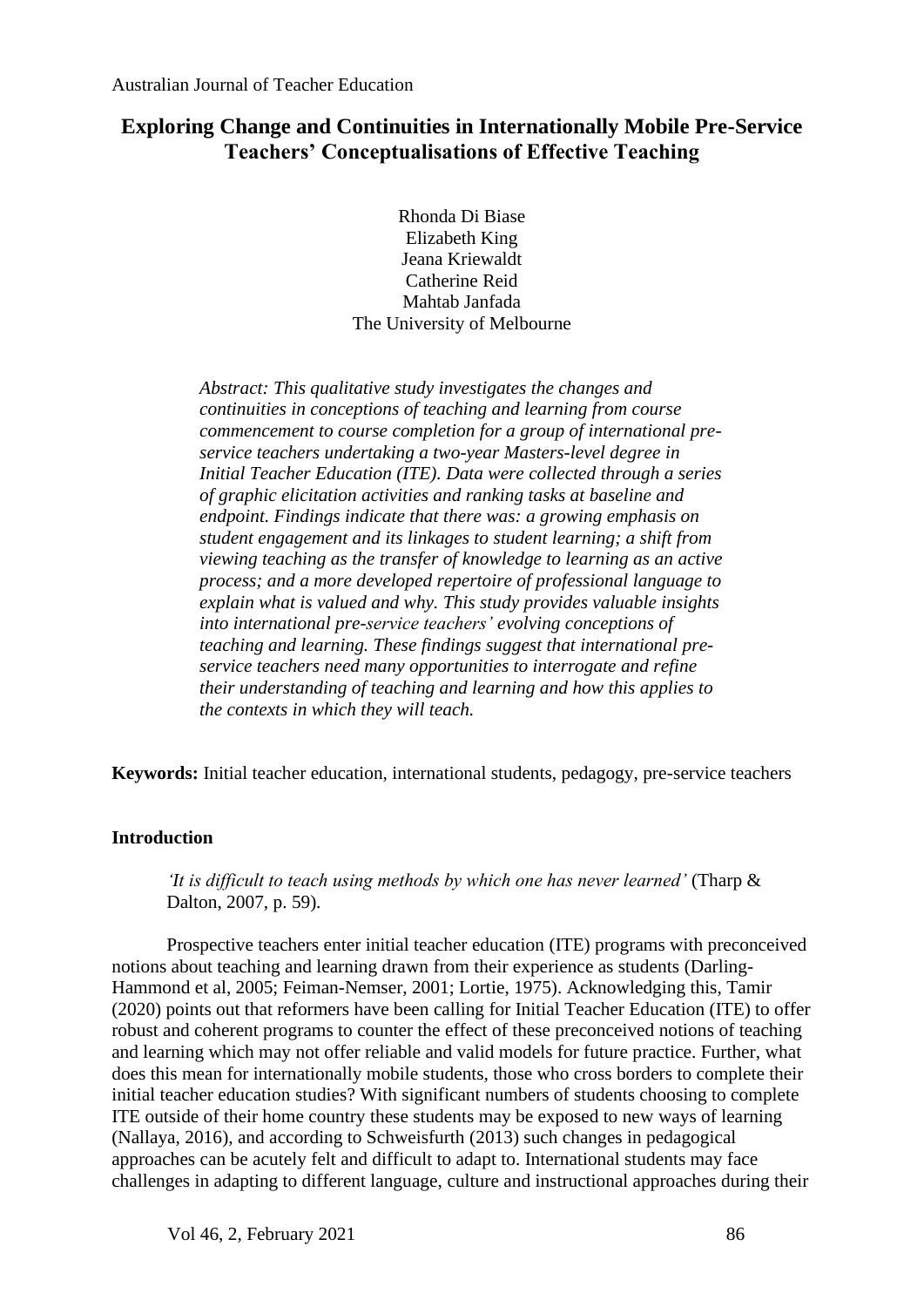# Exploring Change and Continuities in Internationally Mobile Pre-Service Teachers' Conceptualisations of Effective Teaching

Rhonda Di Biase
Elizabeth King
Jeana Kriewaldt
Catherine Reid
Mahtab Janfada
The University of Melbourne

*Abstract: This qualitative study investigates the changes and continuities in conceptions of teaching and learning from course commencement to course completion for a group of international pre-service teachers undertaking a two-year Masters-level degree in Initial Teacher Education (ITE). Data were collected through a series of graphic elicitation activities and ranking tasks at baseline and endpoint. Findings indicate that there was: a growing emphasis on student engagement and its linkages to student learning; a shift from viewing teaching as the transfer of knowledge to learning as an active process; and a more developed repertoire of professional language to explain what is valued and why. This study provides valuable insights into international pre-service teachers' evolving conceptions of teaching and learning. These findings suggest that international pre-service teachers need many opportunities to interrogate and refine their understanding of teaching and learning and how this applies to the contexts in which they will teach.*

**Keywords:** Initial teacher education, international students, pedagogy, pre-service teachers

## Introduction

> *'It is difficult to teach using methods by which one has never learned'* (Tharp & Dalton, 2007, p. 59).

Prospective teachers enter initial teacher education (ITE) programs with preconceived notions about teaching and learning drawn from their experience as students (Darling-Hammond et al, 2005; Feiman-Nemser, 2001; Lortie, 1975). Acknowledging this, Tamir (2020) points out that reformers have been calling for Initial Teacher Education (ITE) to offer robust and coherent programs to counter the effect of these preconceived notions of teaching and learning which may not offer reliable and valid models for future practice. Further, what does this mean for internationally mobile students, those who cross borders to complete their initial teacher education studies? With significant numbers of students choosing to complete ITE outside of their home country these students may be exposed to new ways of learning (Nallaya, 2016), and according to Schweisfurth (2013) such changes in pedagogical approaches can be acutely felt and difficult to adapt to. International students may face challenges in adapting to different language, culture and instructional approaches during their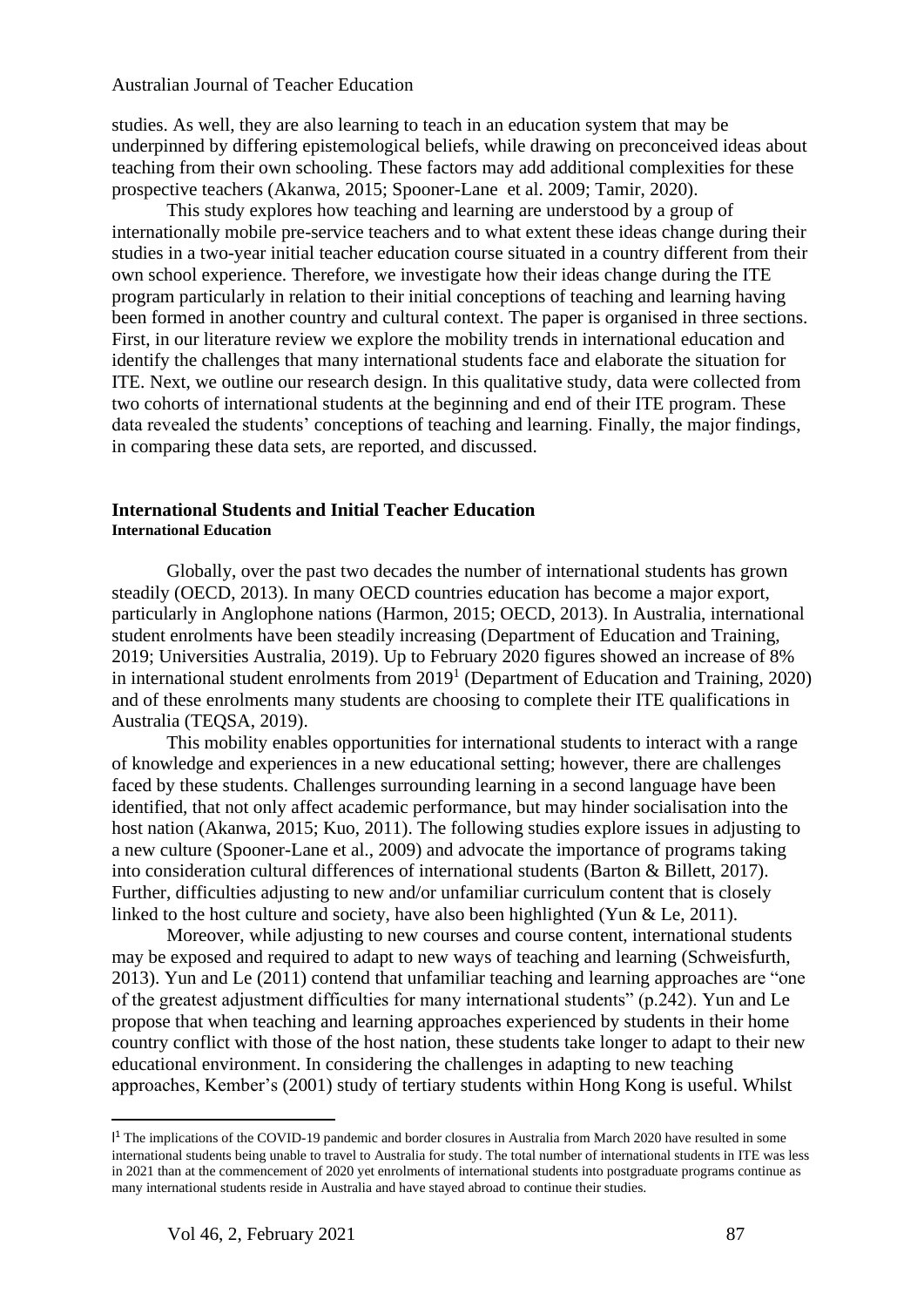studies. As well, they are also learning to teach in an education system that may be underpinned by differing epistemological beliefs, while drawing on preconceived ideas about teaching from their own schooling. These factors may add additional complexities for these prospective teachers (Akanwa, 2015; Spooner-Lane et al. 2009; Tamir, 2020).

This study explores how teaching and learning are understood by a group of internationally mobile pre-service teachers and to what extent these ideas change during their studies in a two-year initial teacher education course situated in a country different from their own school experience. Therefore, we investigate how their ideas change during the ITE program particularly in relation to their initial conceptions of teaching and learning having been formed in another country and cultural context. The paper is organised in three sections. First, in our literature review we explore the mobility trends in international education and identify the challenges that many international students face and elaborate the situation for ITE. Next, we outline our research design. In this qualitative study, data were collected from two cohorts of international students at the beginning and end of their ITE program. These data revealed the students' conceptions of teaching and learning. Finally, the major findings, in comparing these data sets, are reported, and discussed.

## International Students and Initial Teacher Education

### International Education

Globally, over the past two decades the number of international students has grown steadily (OECD, 2013). In many OECD countries education has become a major export, particularly in Anglophone nations (Harmon, 2015; OECD, 2013). In Australia, international student enrolments have been steadily increasing (Department of Education and Training, 2019; Universities Australia, 2019). Up to February 2020 figures showed an increase of 8% in international student enrolments from 2019[1] (Department of Education and Training, 2020) and of these enrolments many students are choosing to complete their ITE qualifications in Australia (TEQSA, 2019).

This mobility enables opportunities for international students to interact with a range of knowledge and experiences in a new educational setting; however, there are challenges faced by these students. Challenges surrounding learning in a second language have been identified, that not only affect academic performance, but may hinder socialisation into the host nation (Akanwa, 2015; Kuo, 2011). The following studies explore issues in adjusting to a new culture (Spooner-Lane et al., 2009) and advocate the importance of programs taking into consideration cultural differences of international students (Barton & Billett, 2017). Further, difficulties adjusting to new and/or unfamiliar curriculum content that is closely linked to the host culture and society, have also been highlighted (Yun & Le, 2011).

Moreover, while adjusting to new courses and course content, international students may be exposed and required to adapt to new ways of teaching and learning (Schweisfurth, 2013). Yun and Le (2011) contend that unfamiliar teaching and learning approaches are "one of the greatest adjustment difficulties for many international students" (p.242). Yun and Le propose that when teaching and learning approaches experienced by students in their home country conflict with those of the host nation, these students take longer to adapt to their new educational environment. In considering the challenges in adapting to new teaching approaches, Kember's (2001) study of tertiary students within Hong Kong is useful. Whilst

---

[1] The implications of the COVID-19 pandemic and border closures in Australia from March 2020 have resulted in some international students being unable to travel to Australia for study. The total number of international students in ITE was less in 2021 than at the commencement of 2020 yet enrolments of international students into postgraduate programs continue as many international students reside in Australia and have stayed abroad to continue their studies.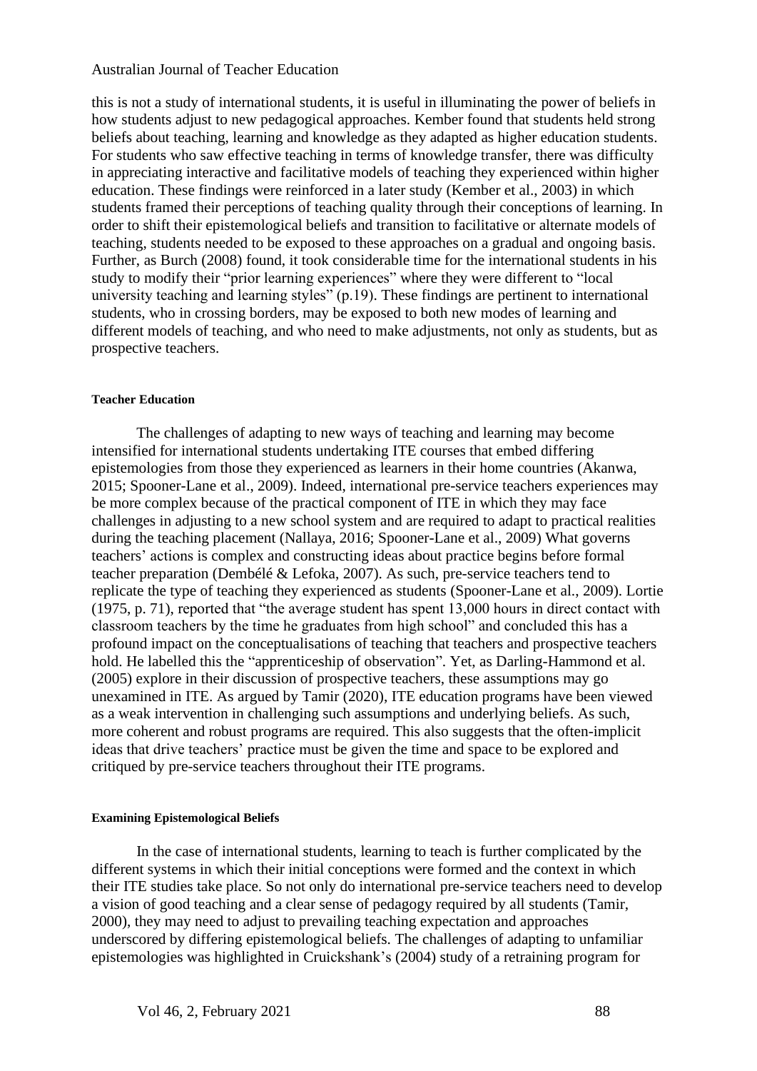this is not a study of international students, it is useful in illuminating the power of beliefs in how students adjust to new pedagogical approaches. Kember found that students held strong beliefs about teaching, learning and knowledge as they adapted as higher education students. For students who saw effective teaching in terms of knowledge transfer, there was difficulty in appreciating interactive and facilitative models of teaching they experienced within higher education. These findings were reinforced in a later study (Kember et al., 2003) in which students framed their perceptions of teaching quality through their conceptions of learning. In order to shift their epistemological beliefs and transition to facilitative or alternate models of teaching, students needed to be exposed to these approaches on a gradual and ongoing basis. Further, as Burch (2008) found, it took considerable time for the international students in his study to modify their "prior learning experiences" where they were different to "local university teaching and learning styles" (p.19). These findings are pertinent to international students, who in crossing borders, may be exposed to both new modes of learning and different models of teaching, and who need to make adjustments, not only as students, but as prospective teachers.

#### Teacher Education

The challenges of adapting to new ways of teaching and learning may become intensified for international students undertaking ITE courses that embed differing epistemologies from those they experienced as learners in their home countries (Akanwa, 2015; Spooner-Lane et al., 2009). Indeed, international pre-service teachers experiences may be more complex because of the practical component of ITE in which they may face challenges in adjusting to a new school system and are required to adapt to practical realities during the teaching placement (Nallaya, 2016; Spooner-Lane et al., 2009) What governs teachers' actions is complex and constructing ideas about practice begins before formal teacher preparation (Dembélé & Lefoka, 2007). As such, pre-service teachers tend to replicate the type of teaching they experienced as students (Spooner-Lane et al., 2009). Lortie (1975, p. 71), reported that "the average student has spent 13,000 hours in direct contact with classroom teachers by the time he graduates from high school" and concluded this has a profound impact on the conceptualisations of teaching that teachers and prospective teachers hold. He labelled this the "apprenticeship of observation". Yet, as Darling-Hammond et al. (2005) explore in their discussion of prospective teachers, these assumptions may go unexamined in ITE. As argued by Tamir (2020), ITE education programs have been viewed as a weak intervention in challenging such assumptions and underlying beliefs. As such, more coherent and robust programs are required. This also suggests that the often-implicit ideas that drive teachers' practice must be given the time and space to be explored and critiqued by pre-service teachers throughout their ITE programs.

#### Examining Epistemological Beliefs

In the case of international students, learning to teach is further complicated by the different systems in which their initial conceptions were formed and the context in which their ITE studies take place. So not only do international pre-service teachers need to develop a vision of good teaching and a clear sense of pedagogy required by all students (Tamir, 2000), they may need to adjust to prevailing teaching expectation and approaches underscored by differing epistemological beliefs. The challenges of adapting to unfamiliar epistemologies was highlighted in Cruickshank's (2004) study of a retraining program for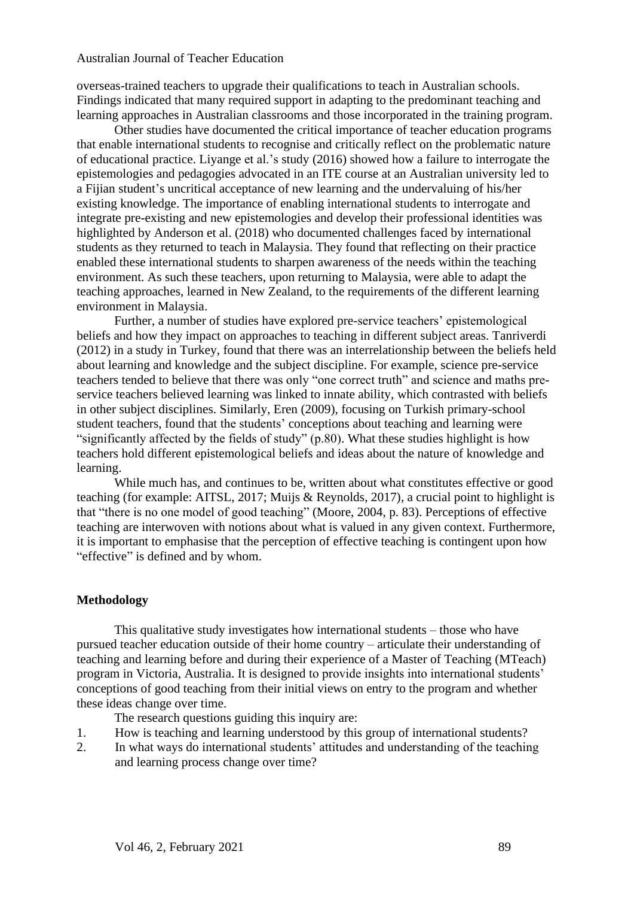overseas-trained teachers to upgrade their qualifications to teach in Australian schools. Findings indicated that many required support in adapting to the predominant teaching and learning approaches in Australian classrooms and those incorporated in the training program.

Other studies have documented the critical importance of teacher education programs that enable international students to recognise and critically reflect on the problematic nature of educational practice. Liyange et al.'s study (2016) showed how a failure to interrogate the epistemologies and pedagogies advocated in an ITE course at an Australian university led to a Fijian student's uncritical acceptance of new learning and the undervaluing of his/her existing knowledge. The importance of enabling international students to interrogate and integrate pre-existing and new epistemologies and develop their professional identities was highlighted by Anderson et al. (2018) who documented challenges faced by international students as they returned to teach in Malaysia. They found that reflecting on their practice enabled these international students to sharpen awareness of the needs within the teaching environment. As such these teachers, upon returning to Malaysia, were able to adapt the teaching approaches, learned in New Zealand, to the requirements of the different learning environment in Malaysia.

Further, a number of studies have explored pre-service teachers' epistemological beliefs and how they impact on approaches to teaching in different subject areas. Tanriverdi (2012) in a study in Turkey, found that there was an interrelationship between the beliefs held about learning and knowledge and the subject discipline. For example, science pre-service teachers tended to believe that there was only "one correct truth" and science and maths pre-service teachers believed learning was linked to innate ability, which contrasted with beliefs in other subject disciplines. Similarly, Eren (2009), focusing on Turkish primary-school student teachers, found that the students' conceptions about teaching and learning were "significantly affected by the fields of study" (p.80). What these studies highlight is how teachers hold different epistemological beliefs and ideas about the nature of knowledge and learning.

While much has, and continues to be, written about what constitutes effective or good teaching (for example: AITSL, 2017; Muijs & Reynolds, 2017), a crucial point to highlight is that "there is no one model of good teaching" (Moore, 2004, p. 83). Perceptions of effective teaching are interwoven with notions about what is valued in any given context. Furthermore, it is important to emphasise that the perception of effective teaching is contingent upon how "effective" is defined and by whom.

## Methodology

This qualitative study investigates how international students – those who have pursued teacher education outside of their home country – articulate their understanding of teaching and learning before and during their experience of a Master of Teaching (MTeach) program in Victoria, Australia. It is designed to provide insights into international students' conceptions of good teaching from their initial views on entry to the program and whether these ideas change over time.

The research questions guiding this inquiry are:

1. How is teaching and learning understood by this group of international students?
2. In what ways do international students' attitudes and understanding of the teaching and learning process change over time?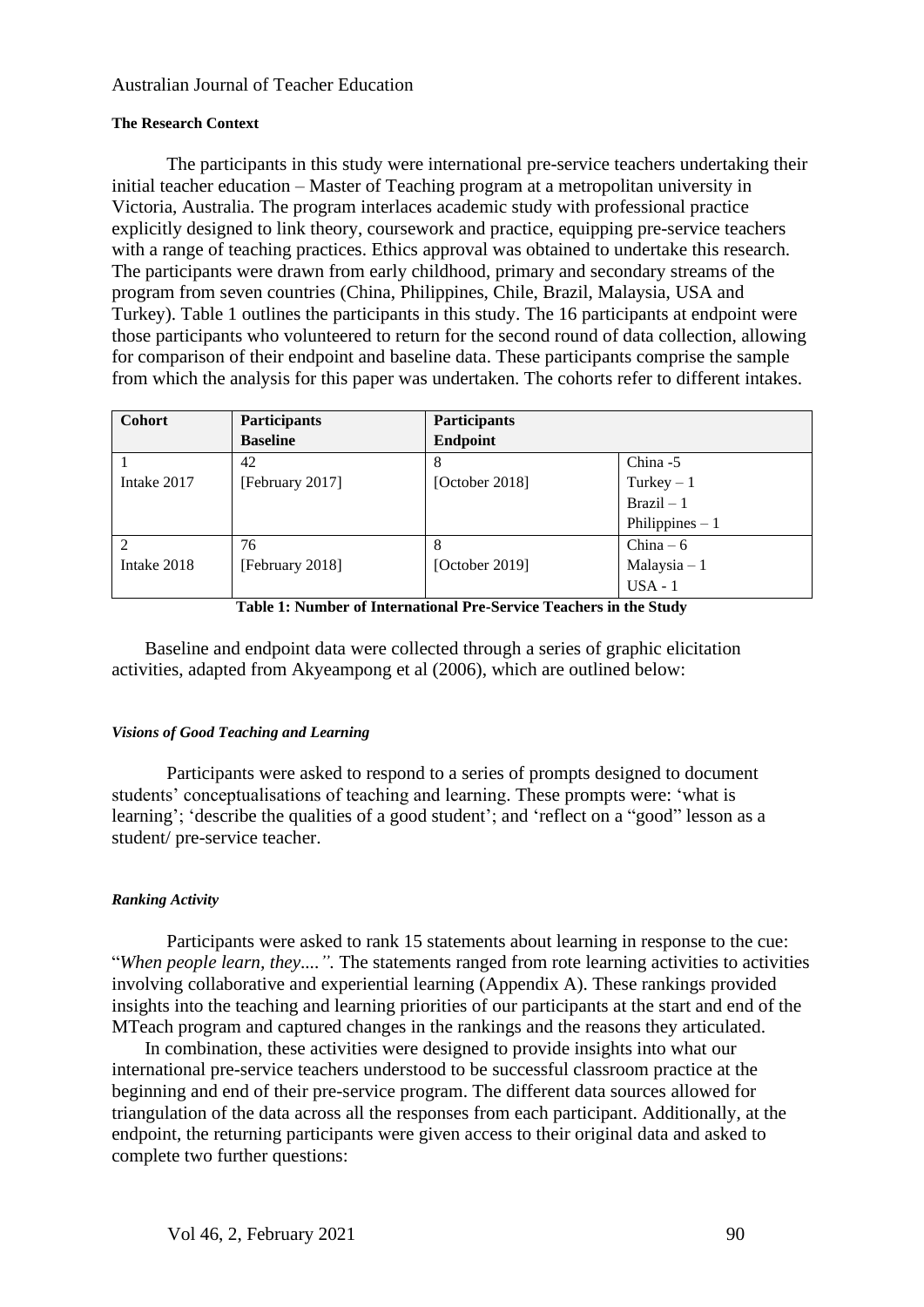#### The Research Context

The participants in this study were international pre-service teachers undertaking their initial teacher education – Master of Teaching program at a metropolitan university in Victoria, Australia. The program interlaces academic study with professional practice explicitly designed to link theory, coursework and practice, equipping pre-service teachers with a range of teaching practices. Ethics approval was obtained to undertake this research. The participants were drawn from early childhood, primary and secondary streams of the program from seven countries (China, Philippines, Chile, Brazil, Malaysia, USA and Turkey). Table 1 outlines the participants in this study. The 16 participants at endpoint were those participants who volunteered to return for the second round of data collection, allowing for comparison of their endpoint and baseline data. These participants comprise the sample from which the analysis for this paper was undertaken. The cohorts refer to different intakes.

| Cohort | Participants Baseline | Participants Endpoint | |
|---|---|---|---|
| 1<br>Intake 2017 | 42<br>[February 2017] | 8<br>[October 2018] | China -5<br>Turkey – 1<br>Brazil – 1<br>Philippines – 1 |
| 2<br>Intake 2018 | 76<br>[February 2018] | 8<br>[October 2019] | China – 6<br>Malaysia – 1<br>USA - 1 |

**Table 1: Number of International Pre-Service Teachers in the Study**

Baseline and endpoint data were collected through a series of graphic elicitation activities, adapted from Akyeampong et al (2006), which are outlined below:

##### *Visions of Good Teaching and Learning*

Participants were asked to respond to a series of prompts designed to document students' conceptualisations of teaching and learning. These prompts were: 'what is learning'; 'describe the qualities of a good student'; and 'reflect on a "good" lesson as a student/ pre-service teacher.

##### *Ranking Activity*

Participants were asked to rank 15 statements about learning in response to the cue: "*When people learn, they....".* The statements ranged from rote learning activities to activities involving collaborative and experiential learning (Appendix A). These rankings provided insights into the teaching and learning priorities of our participants at the start and end of the MTeach program and captured changes in the rankings and the reasons they articulated.

In combination, these activities were designed to provide insights into what our international pre-service teachers understood to be successful classroom practice at the beginning and end of their pre-service program. The different data sources allowed for triangulation of the data across all the responses from each participant. Additionally, at the endpoint, the returning participants were given access to their original data and asked to complete two further questions: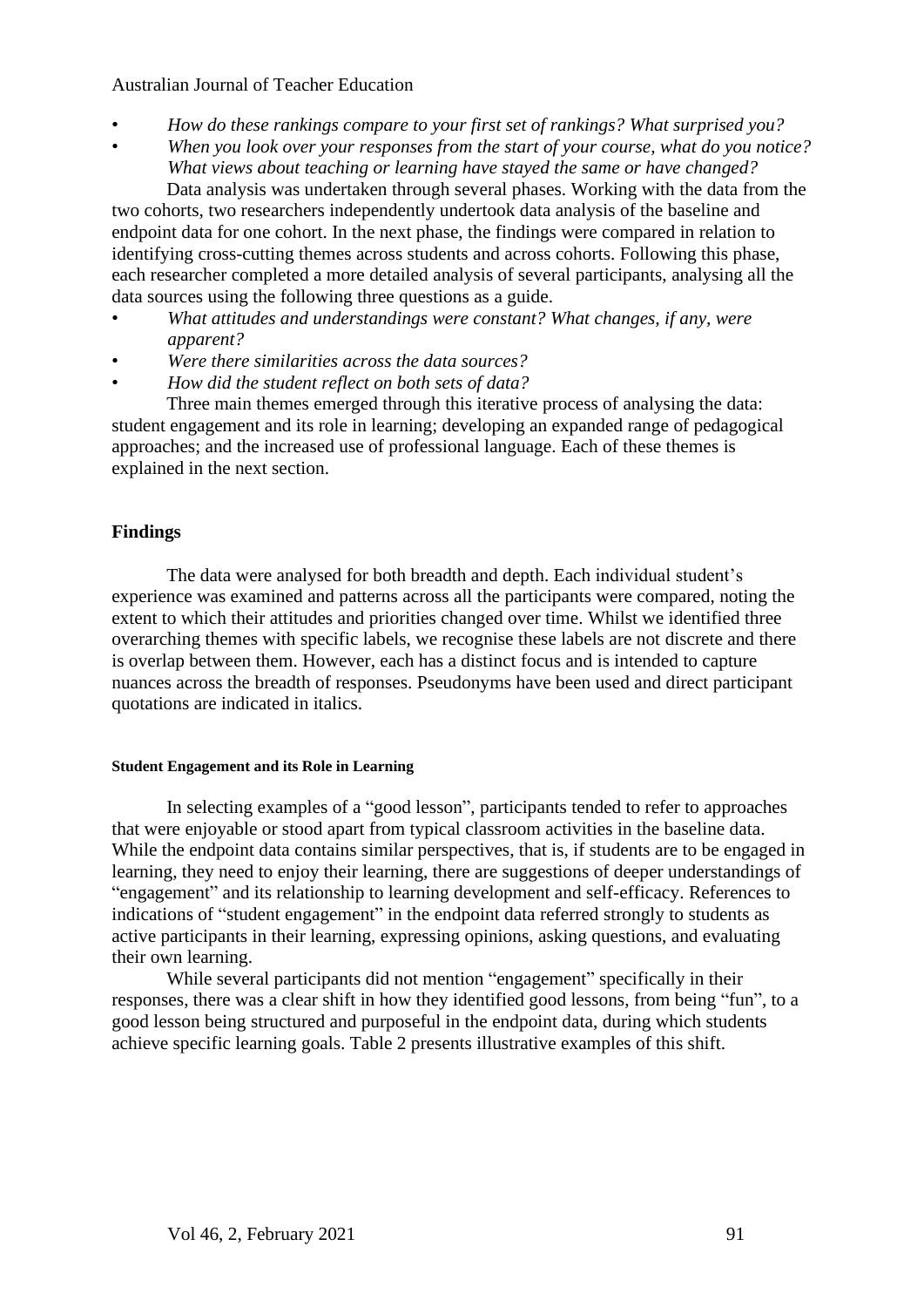- *How do these rankings compare to your first set of rankings? What surprised you?*
- *When you look over your responses from the start of your course, what do you notice? What views about teaching or learning have stayed the same or have changed?*

Data analysis was undertaken through several phases. Working with the data from the two cohorts, two researchers independently undertook data analysis of the baseline and endpoint data for one cohort. In the next phase, the findings were compared in relation to identifying cross-cutting themes across students and across cohorts. Following this phase, each researcher completed a more detailed analysis of several participants, analysing all the data sources using the following three questions as a guide.

- *What attitudes and understandings were constant? What changes, if any, were apparent?*
- *Were there similarities across the data sources?*
- *How did the student reflect on both sets of data?*

Three main themes emerged through this iterative process of analysing the data: student engagement and its role in learning; developing an expanded range of pedagogical approaches; and the increased use of professional language. Each of these themes is explained in the next section.

## Findings

The data were analysed for both breadth and depth. Each individual student's experience was examined and patterns across all the participants were compared, noting the extent to which their attitudes and priorities changed over time. Whilst we identified three overarching themes with specific labels, we recognise these labels are not discrete and there is overlap between them. However, each has a distinct focus and is intended to capture nuances across the breadth of responses. Pseudonyms have been used and direct participant quotations are indicated in italics.

### Student Engagement and its Role in Learning

In selecting examples of a "good lesson", participants tended to refer to approaches that were enjoyable or stood apart from typical classroom activities in the baseline data. While the endpoint data contains similar perspectives, that is, if students are to be engaged in learning, they need to enjoy their learning, there are suggestions of deeper understandings of "engagement" and its relationship to learning development and self-efficacy. References to indications of "student engagement" in the endpoint data referred strongly to students as active participants in their learning, expressing opinions, asking questions, and evaluating their own learning.

While several participants did not mention "engagement" specifically in their responses, there was a clear shift in how they identified good lessons, from being "fun", to a good lesson being structured and purposeful in the endpoint data, during which students achieve specific learning goals. Table 2 presents illustrative examples of this shift.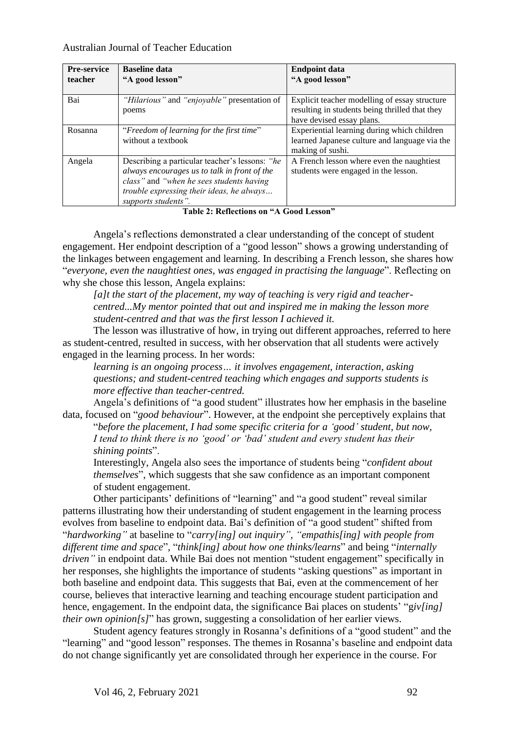| Pre-service teacher | Baseline data "A good lesson" | Endpoint data "A good lesson" |
|---|---|---|
| Bai | *"Hilarious"* and *"enjoyable"* presentation of poems | Explicit teacher modelling of essay structure resulting in students being thrilled that they have devised essay plans. |
| Rosanna | "*Freedom of learning for the first time*" without a textbook | Experiential learning during which children learned Japanese culture and language via the making of sushi. |
| Angela | Describing a particular teacher's lessons: *"he always encourages us to talk in front of the class"* and *"when he sees students having trouble expressing their ideas, he always… supports students"*. | A French lesson where even the naughtiest students were engaged in the lesson. |

**Table 2: Reflections on "A Good Lesson"**

Angela's reflections demonstrated a clear understanding of the concept of student engagement. Her endpoint description of a "good lesson" shows a growing understanding of the linkages between engagement and learning. In describing a French lesson, she shares how "*everyone, even the naughtiest ones, was engaged in practising the language*". Reflecting on why she chose this lesson, Angela explains:

> *[a]t the start of the placement, my way of teaching is very rigid and teacher-centred...My mentor pointed that out and inspired me in making the lesson more student-centred and that was the first lesson I achieved it.*

The lesson was illustrative of how, in trying out different approaches, referred to here as student-centred, resulted in success, with her observation that all students were actively engaged in the learning process. In her words:

> *learning is an ongoing process… it involves engagement, interaction, asking questions; and student-centred teaching which engages and supports students is more effective than teacher-centred.*

Angela's definitions of "a good student" illustrates how her emphasis in the baseline data, focused on "*good behaviour*". However, at the endpoint she perceptively explains that

> "*before the placement, I had some specific criteria for a 'good' student, but now, I tend to think there is no 'good' or 'bad' student and every student has their shining points*".

> Interestingly, Angela also sees the importance of students being "*confident about themselves*", which suggests that she saw confidence as an important component of student engagement.

Other participants' definitions of "learning" and "a good student" reveal similar patterns illustrating how their understanding of student engagement in the learning process evolves from baseline to endpoint data. Bai's definition of "a good student" shifted from "*hardworking"* at baseline to "*carry[ing] out inquiry", "empathis[ing] with people from different time and space*", "*think[ing] about how one thinks/learns*" and being "*internally driven"* in endpoint data. While Bai does not mention "student engagement" specifically in her responses, she highlights the importance of students "asking questions" as important in both baseline and endpoint data. This suggests that Bai, even at the commencement of her course, believes that interactive learning and teaching encourage student participation and hence, engagement. In the endpoint data, the significance Bai places on students' "g*iv[ing] their own opinion[s]*" has grown, suggesting a consolidation of her earlier views.

Student agency features strongly in Rosanna's definitions of a "good student" and the "learning" and "good lesson" responses. The themes in Rosanna's baseline and endpoint data do not change significantly yet are consolidated through her experience in the course. For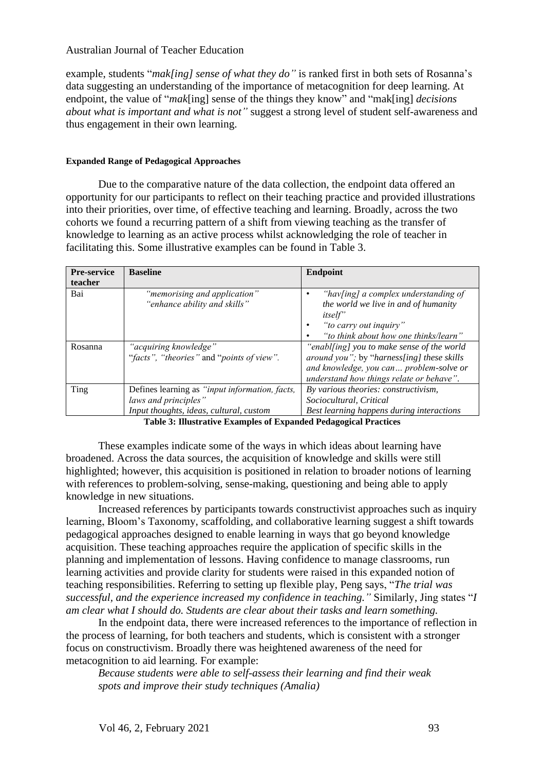example, students "*mak[ing] sense of what they do"* is ranked first in both sets of Rosanna's data suggesting an understanding of the importance of metacognition for deep learning. At endpoint, the value of "*mak*[ing] sense of the things they know" and "mak[ing] *decisions about what is important and what is not"* suggest a strong level of student self-awareness and thus engagement in their own learning.

#### Expanded Range of Pedagogical Approaches

Due to the comparative nature of the data collection, the endpoint data offered an opportunity for our participants to reflect on their teaching practice and provided illustrations into their priorities, over time, of effective teaching and learning. Broadly, across the two cohorts we found a recurring pattern of a shift from viewing teaching as the transfer of knowledge to learning as an active process whilst acknowledging the role of teacher in facilitating this. Some illustrative examples can be found in Table 3.

| Pre-service teacher | Baseline | Endpoint |
|---|---|---|
| Bai | *"memorising and application"*<br>*"enhance ability and skills"* | • *"hav[ing] a complex understanding of the world we live in and of humanity itself"*<br>• *"to carry out inquiry"*<br>• *"to think about how one thinks/learn"* |
| Rosanna | *"acquiring knowledge"*<br>"*facts", "theories"* and "*points of view"*. | *"enabl[ing] you to make sense of the world around you";* by "*harness[ing] these skills and knowledge, you can… problem-solve or understand how things relate or behave"*. |
| Ting | Defines learning as *"input information, facts, laws and principles"*<br>*Input thoughts, ideas, cultural, custom* | *By various theories: constructivism, Sociocultural, Critical*<br>*Best learning happens during interactions* |

**Table 3: Illustrative Examples of Expanded Pedagogical Practices**

These examples indicate some of the ways in which ideas about learning have broadened. Across the data sources, the acquisition of knowledge and skills were still highlighted; however, this acquisition is positioned in relation to broader notions of learning with references to problem-solving, sense-making, questioning and being able to apply knowledge in new situations.

Increased references by participants towards constructivist approaches such as inquiry learning, Bloom's Taxonomy, scaffolding, and collaborative learning suggest a shift towards pedagogical approaches designed to enable learning in ways that go beyond knowledge acquisition. These teaching approaches require the application of specific skills in the planning and implementation of lessons. Having confidence to manage classrooms, run learning activities and provide clarity for students were raised in this expanded notion of teaching responsibilities. Referring to setting up flexible play, Peng says, "*The trial was successful, and the experience increased my confidence in teaching."* Similarly, Jing states "*I am clear what I should do. Students are clear about their tasks and learn something.*

In the endpoint data, there were increased references to the importance of reflection in the process of learning, for both teachers and students, which is consistent with a stronger focus on constructivism. Broadly there was heightened awareness of the need for metacognition to aid learning. For example:

> *Because students were able to self-assess their learning and find their weak spots and improve their study techniques (Amalia)*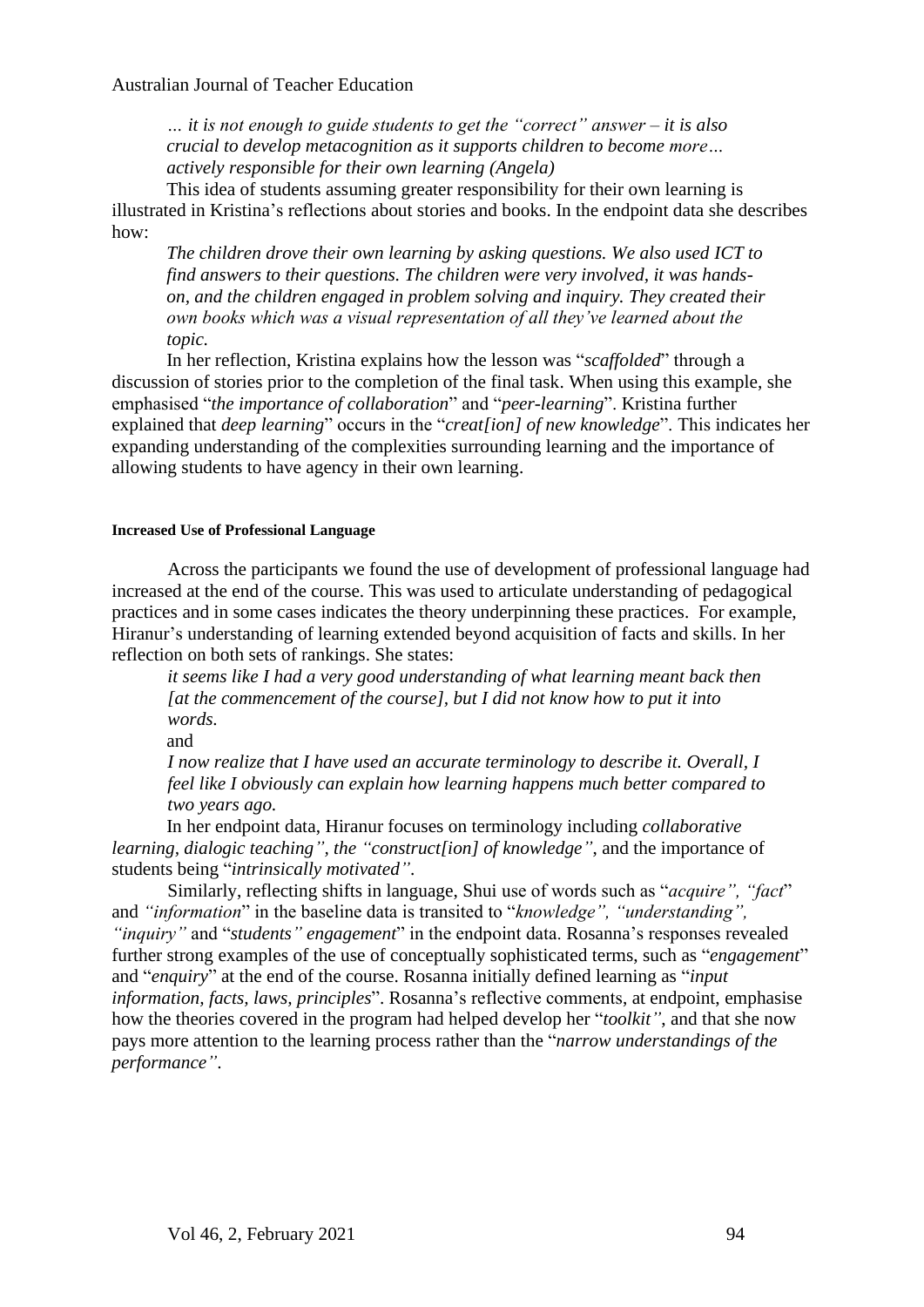*… it is not enough to guide students to get the "correct" answer – it is also crucial to develop metacognition as it supports children to become more… actively responsible for their own learning (Angela)*

This idea of students assuming greater responsibility for their own learning is illustrated in Kristina's reflections about stories and books. In the endpoint data she describes how:

*The children drove their own learning by asking questions. We also used ICT to find answers to their questions. The children were very involved, it was hands-on, and the children engaged in problem solving and inquiry. They created their own books which was a visual representation of all they've learned about the topic.*

In her reflection, Kristina explains how the lesson was "*scaffolded*" through a discussion of stories prior to the completion of the final task. When using this example, she emphasised "*the importance of collaboration*" and "*peer-learning*". Kristina further explained that *deep learning*" occurs in the "*creat[ion] of new knowledge*". This indicates her expanding understanding of the complexities surrounding learning and the importance of allowing students to have agency in their own learning.

#### Increased Use of Professional Language

Across the participants we found the use of development of professional language had increased at the end of the course. This was used to articulate understanding of pedagogical practices and in some cases indicates the theory underpinning these practices. For example, Hiranur's understanding of learning extended beyond acquisition of facts and skills. In her reflection on both sets of rankings. She states:

*it seems like I had a very good understanding of what learning meant back then [at the commencement of the course], but I did not know how to put it into words.*

and

*I now realize that I have used an accurate terminology to describe it. Overall, I feel like I obviously can explain how learning happens much better compared to two years ago.*

In her endpoint data, Hiranur focuses on terminology including *collaborative learning, dialogic teaching", the "construct[ion] of knowledge"*, and the importance of students being "*intrinsically motivated"*.

Similarly, reflecting shifts in language, Shui use of words such as "*acquire", "fact*" and *"information*" in the baseline data is transited to "*knowledge", "understanding", "inquiry"* and "*students" engagement*" in the endpoint data. Rosanna's responses revealed further strong examples of the use of conceptually sophisticated terms, such as "*engagement*" and "*enquiry*" at the end of the course. Rosanna initially defined learning as "*input information, facts, laws, principles*". Rosanna's reflective comments, at endpoint, emphasise how the theories covered in the program had helped develop her "*toolkit"*, and that she now pays more attention to the learning process rather than the "*narrow understandings of the performance"*.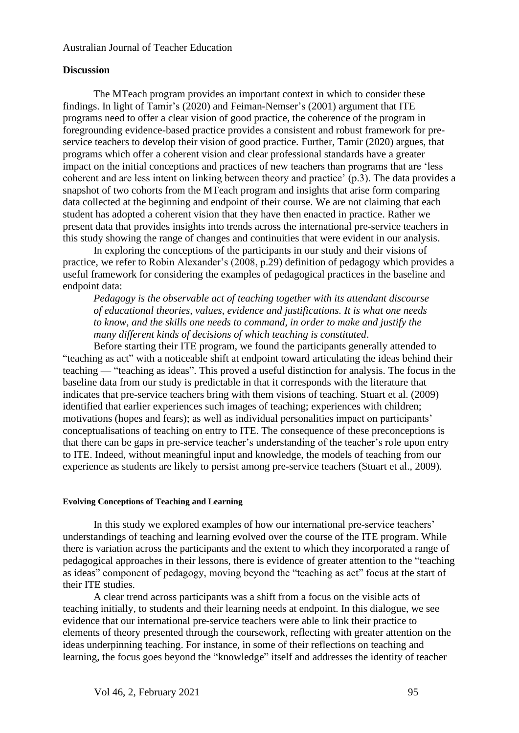## Discussion

The MTeach program provides an important context in which to consider these findings. In light of Tamir's (2020) and Feiman-Nemser's (2001) argument that ITE programs need to offer a clear vision of good practice, the coherence of the program in foregrounding evidence-based practice provides a consistent and robust framework for pre-service teachers to develop their vision of good practice. Further, Tamir (2020) argues, that programs which offer a coherent vision and clear professional standards have a greater impact on the initial conceptions and practices of new teachers than programs that are 'less coherent and are less intent on linking between theory and practice' (p.3). The data provides a snapshot of two cohorts from the MTeach program and insights that arise form comparing data collected at the beginning and endpoint of their course. We are not claiming that each student has adopted a coherent vision that they have then enacted in practice. Rather we present data that provides insights into trends across the international pre-service teachers in this study showing the range of changes and continuities that were evident in our analysis.

In exploring the conceptions of the participants in our study and their visions of practice, we refer to Robin Alexander's (2008, p.29) definition of pedagogy which provides a useful framework for considering the examples of pedagogical practices in the baseline and endpoint data:

> *Pedagogy is the observable act of teaching together with its attendant discourse of educational theories, values, evidence and justifications. It is what one needs to know, and the skills one needs to command, in order to make and justify the many different kinds of decisions of which teaching is constituted*.

Before starting their ITE program, we found the participants generally attended to "teaching as act" with a noticeable shift at endpoint toward articulating the ideas behind their teaching — "teaching as ideas". This proved a useful distinction for analysis. The focus in the baseline data from our study is predictable in that it corresponds with the literature that indicates that pre-service teachers bring with them visions of teaching. Stuart et al. (2009) identified that earlier experiences such images of teaching; experiences with children; motivations (hopes and fears); as well as individual personalities impact on participants' conceptualisations of teaching on entry to ITE. The consequence of these preconceptions is that there can be gaps in pre-service teacher's understanding of the teacher's role upon entry to ITE. Indeed, without meaningful input and knowledge, the models of teaching from our experience as students are likely to persist among pre-service teachers (Stuart et al., 2009).

### Evolving Conceptions of Teaching and Learning

In this study we explored examples of how our international pre-service teachers' understandings of teaching and learning evolved over the course of the ITE program. While there is variation across the participants and the extent to which they incorporated a range of pedagogical approaches in their lessons, there is evidence of greater attention to the "teaching as ideas" component of pedagogy, moving beyond the "teaching as act" focus at the start of their ITE studies.

A clear trend across participants was a shift from a focus on the visible acts of teaching initially, to students and their learning needs at endpoint. In this dialogue, we see evidence that our international pre-service teachers were able to link their practice to elements of theory presented through the coursework, reflecting with greater attention on the ideas underpinning teaching. For instance, in some of their reflections on teaching and learning, the focus goes beyond the "knowledge" itself and addresses the identity of teacher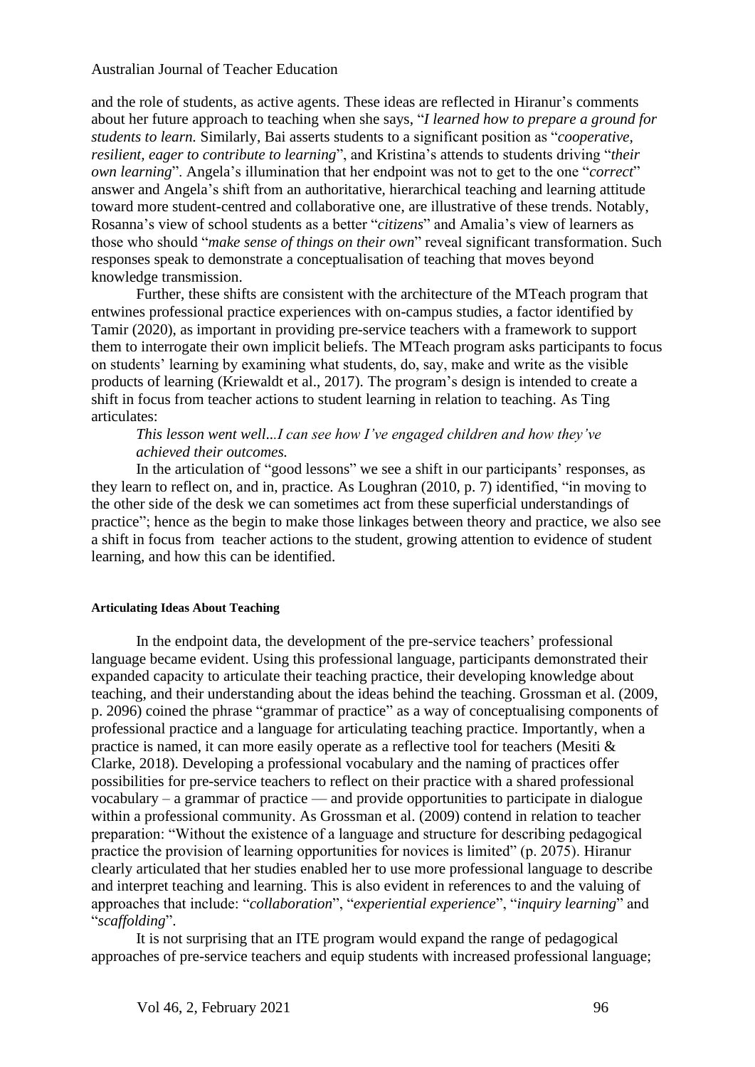and the role of students, as active agents. These ideas are reflected in Hiranur's comments about her future approach to teaching when she says, "*I learned how to prepare a ground for students to learn.* Similarly, Bai asserts students to a significant position as "*cooperative, resilient, eager to contribute to learning*", and Kristina's attends to students driving "*their own learning*". Angela's illumination that her endpoint was not to get to the one "*correct*" answer and Angela's shift from an authoritative, hierarchical teaching and learning attitude toward more student-centred and collaborative one, are illustrative of these trends. Notably, Rosanna's view of school students as a better "*citizens*" and Amalia's view of learners as those who should "*make sense of things on their own*" reveal significant transformation. Such responses speak to demonstrate a conceptualisation of teaching that moves beyond knowledge transmission.

Further, these shifts are consistent with the architecture of the MTeach program that entwines professional practice experiences with on-campus studies, a factor identified by Tamir (2020), as important in providing pre-service teachers with a framework to support them to interrogate their own implicit beliefs. The MTeach program asks participants to focus on students' learning by examining what students, do, say, make and write as the visible products of learning (Kriewaldt et al., 2017). The program's design is intended to create a shift in focus from teacher actions to student learning in relation to teaching. As Ting articulates:

> *This lesson went well...I can see how I've engaged children and how they've achieved their outcomes.*

In the articulation of "good lessons" we see a shift in our participants' responses, as they learn to reflect on, and in, practice. As Loughran (2010, p. 7) identified, "in moving to the other side of the desk we can sometimes act from these superficial understandings of practice"; hence as the begin to make those linkages between theory and practice, we also see a shift in focus from teacher actions to the student, growing attention to evidence of student learning, and how this can be identified.

#### Articulating Ideas About Teaching

In the endpoint data, the development of the pre-service teachers' professional language became evident. Using this professional language, participants demonstrated their expanded capacity to articulate their teaching practice, their developing knowledge about teaching, and their understanding about the ideas behind the teaching. Grossman et al. (2009, p. 2096) coined the phrase "grammar of practice" as a way of conceptualising components of professional practice and a language for articulating teaching practice. Importantly, when a practice is named, it can more easily operate as a reflective tool for teachers (Mesiti & Clarke, 2018). Developing a professional vocabulary and the naming of practices offer possibilities for pre-service teachers to reflect on their practice with a shared professional vocabulary – a grammar of practice — and provide opportunities to participate in dialogue within a professional community. As Grossman et al. (2009) contend in relation to teacher preparation: "Without the existence of a language and structure for describing pedagogical practice the provision of learning opportunities for novices is limited" (p. 2075). Hiranur clearly articulated that her studies enabled her to use more professional language to describe and interpret teaching and learning. This is also evident in references to and the valuing of approaches that include: "*collaboration*", "*experiential experience*", "*inquiry learning*" and "*scaffolding*".

It is not surprising that an ITE program would expand the range of pedagogical approaches of pre-service teachers and equip students with increased professional language;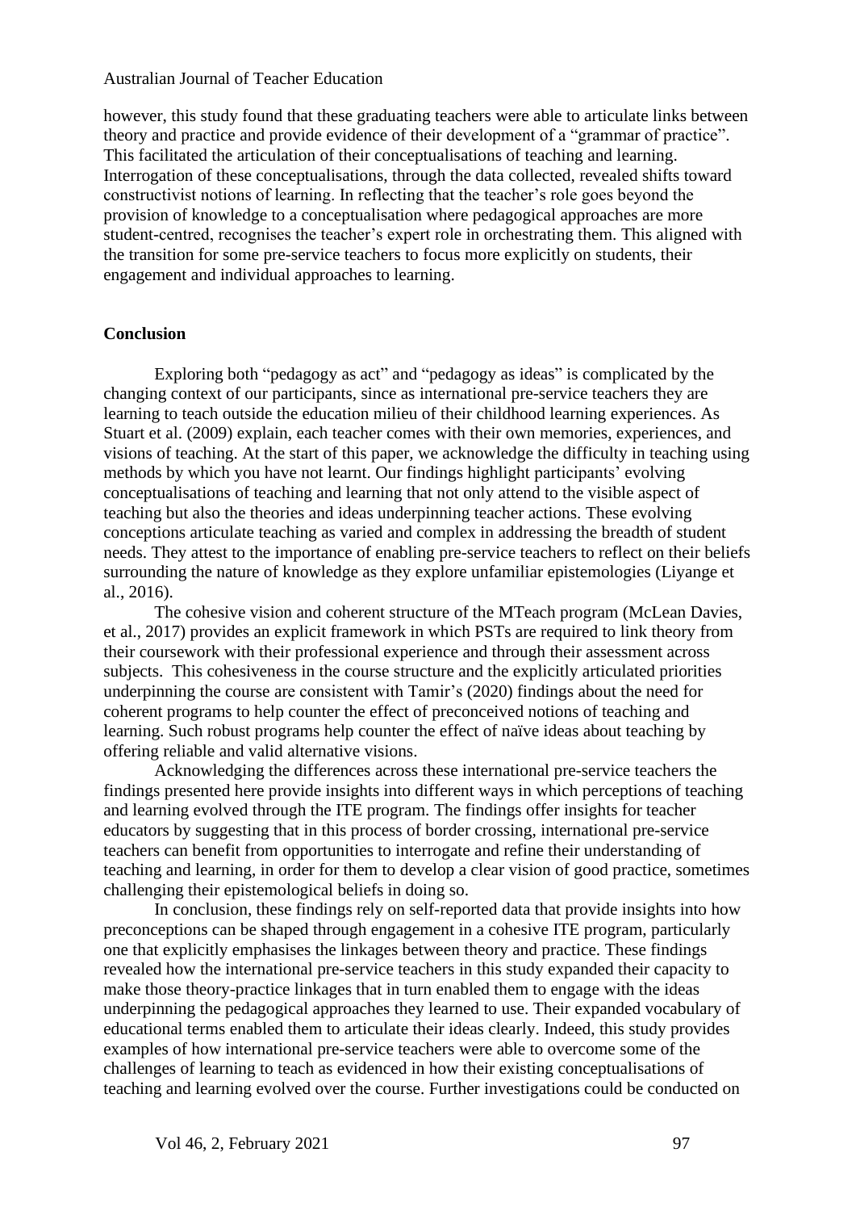however, this study found that these graduating teachers were able to articulate links between theory and practice and provide evidence of their development of a "grammar of practice". This facilitated the articulation of their conceptualisations of teaching and learning. Interrogation of these conceptualisations, through the data collected, revealed shifts toward constructivist notions of learning. In reflecting that the teacher's role goes beyond the provision of knowledge to a conceptualisation where pedagogical approaches are more student-centred, recognises the teacher's expert role in orchestrating them. This aligned with the transition for some pre-service teachers to focus more explicitly on students, their engagement and individual approaches to learning.

## Conclusion

Exploring both "pedagogy as act" and "pedagogy as ideas" is complicated by the changing context of our participants, since as international pre-service teachers they are learning to teach outside the education milieu of their childhood learning experiences. As Stuart et al. (2009) explain, each teacher comes with their own memories, experiences, and visions of teaching. At the start of this paper, we acknowledge the difficulty in teaching using methods by which you have not learnt. Our findings highlight participants' evolving conceptualisations of teaching and learning that not only attend to the visible aspect of teaching but also the theories and ideas underpinning teacher actions. These evolving conceptions articulate teaching as varied and complex in addressing the breadth of student needs. They attest to the importance of enabling pre-service teachers to reflect on their beliefs surrounding the nature of knowledge as they explore unfamiliar epistemologies (Liyange et al., 2016).

The cohesive vision and coherent structure of the MTeach program (McLean Davies, et al., 2017) provides an explicit framework in which PSTs are required to link theory from their coursework with their professional experience and through their assessment across subjects. This cohesiveness in the course structure and the explicitly articulated priorities underpinning the course are consistent with Tamir's (2020) findings about the need for coherent programs to help counter the effect of preconceived notions of teaching and learning. Such robust programs help counter the effect of naïve ideas about teaching by offering reliable and valid alternative visions.

Acknowledging the differences across these international pre-service teachers the findings presented here provide insights into different ways in which perceptions of teaching and learning evolved through the ITE program. The findings offer insights for teacher educators by suggesting that in this process of border crossing, international pre-service teachers can benefit from opportunities to interrogate and refine their understanding of teaching and learning, in order for them to develop a clear vision of good practice, sometimes challenging their epistemological beliefs in doing so.

In conclusion, these findings rely on self-reported data that provide insights into how preconceptions can be shaped through engagement in a cohesive ITE program, particularly one that explicitly emphasises the linkages between theory and practice. These findings revealed how the international pre-service teachers in this study expanded their capacity to make those theory-practice linkages that in turn enabled them to engage with the ideas underpinning the pedagogical approaches they learned to use. Their expanded vocabulary of educational terms enabled them to articulate their ideas clearly. Indeed, this study provides examples of how international pre-service teachers were able to overcome some of the challenges of learning to teach as evidenced in how their existing conceptualisations of teaching and learning evolved over the course. Further investigations could be conducted on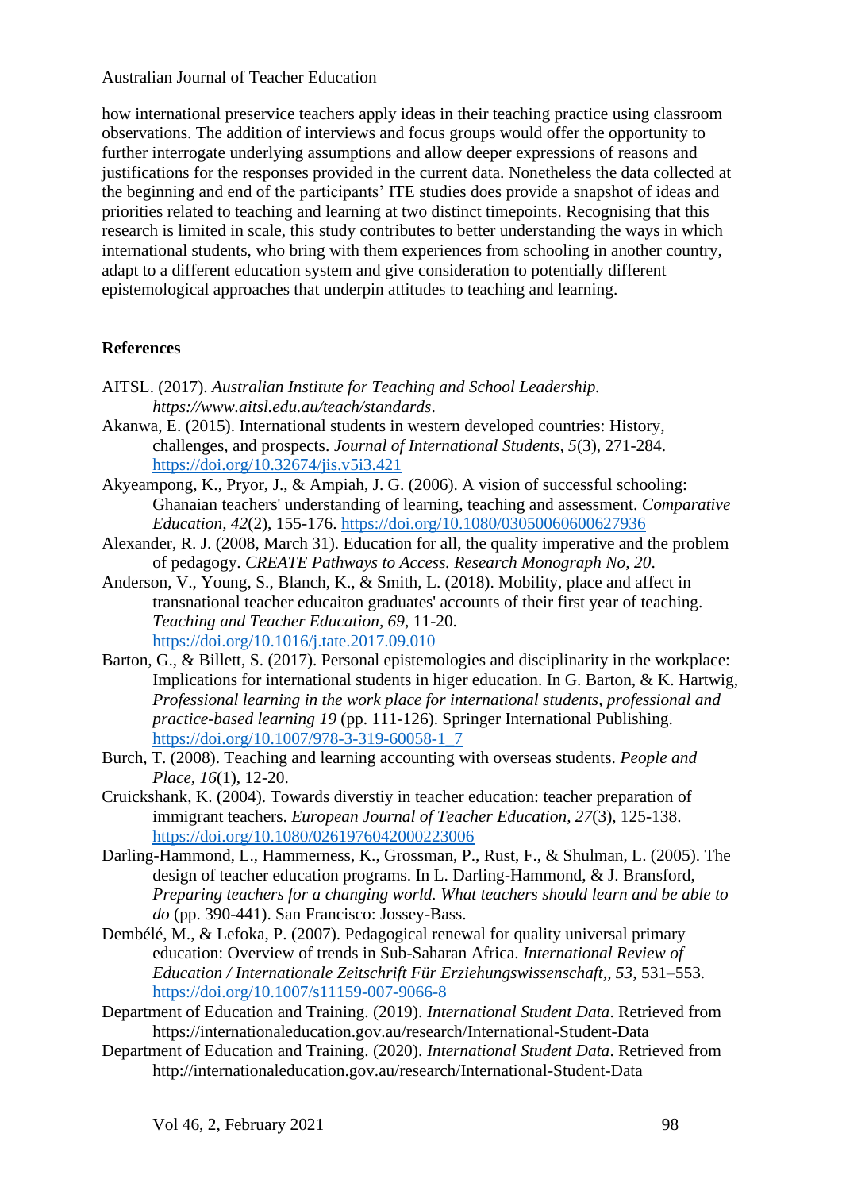how international preservice teachers apply ideas in their teaching practice using classroom observations. The addition of interviews and focus groups would offer the opportunity to further interrogate underlying assumptions and allow deeper expressions of reasons and justifications for the responses provided in the current data. Nonetheless the data collected at the beginning and end of the participants' ITE studies does provide a snapshot of ideas and priorities related to teaching and learning at two distinct timepoints. Recognising that this research is limited in scale, this study contributes to better understanding the ways in which international students, who bring with them experiences from schooling in another country, adapt to a different education system and give consideration to potentially different epistemological approaches that underpin attitudes to teaching and learning.

## References

AITSL. (2017). *Australian Institute for Teaching and School Leadership. https://www.aitsl.edu.au/teach/standards*.

Akanwa, E. (2015). International students in western developed countries: History, challenges, and prospects. *Journal of International Students, 5*(3), 271-284. https://doi.org/10.32674/jis.v5i3.421

Akyeampong, K., Pryor, J., & Ampiah, J. G. (2006). A vision of successful schooling: Ghanaian teachers' understanding of learning, teaching and assessment. *Comparative Education, 42*(2), 155-176. https://doi.org/10.1080/03050060600627936

Alexander, R. J. (2008, March 31). Education for all, the quality imperative and the problem of pedagogy. *CREATE Pathways to Access. Research Monograph No, 20*.

Anderson, V., Young, S., Blanch, K., & Smith, L. (2018). Mobility, place and affect in transnational teacher educaiton graduates' accounts of their first year of teaching. *Teaching and Teacher Education, 69*, 11-20. https://doi.org/10.1016/j.tate.2017.09.010

Barton, G., & Billett, S. (2017). Personal epistemologies and disciplinarity in the workplace: Implications for international students in higer education. In G. Barton, & K. Hartwig, *Professional learning in the work place for international students, professional and practice-based learning 19* (pp. 111-126). Springer International Publishing. https://doi.org/10.1007/978-3-319-60058-1_7

Burch, T. (2008). Teaching and learning accounting with overseas students. *People and Place, 16*(1), 12-20.

Cruickshank, K. (2004). Towards diverstiy in teacher education: teacher preparation of immigrant teachers. *European Journal of Teacher Education, 27*(3), 125-138. https://doi.org/10.1080/026197604200022300

Darling-Hammond, L., Hammerness, K., Grossman, P., Rust, F., & Shulman, L. (2005). The design of teacher education programs. In L. Darling-Hammond, & J. Bransford, *Preparing teachers for a changing world. What teachers should learn and be able to do* (pp. 390-441). San Francisco: Jossey-Bass.

Dembélé, M., & Lefoka, P. (2007). Pedagogical renewal for quality universal primary education: Overview of trends in Sub-Saharan Africa. *International Review of Education / Internationale Zeitschrift Für Erziehungswissenschaft,, 53*, 531–553. https://doi.org/10.1007/s11159-007-9066-8

Department of Education and Training. (2019). *International Student Data*. Retrieved from https://internationaleducation.gov.au/research/International-Student-Data

Department of Education and Training. (2020). *International Student Data*. Retrieved from http://internationaleducation.gov.au/research/International-Student-Data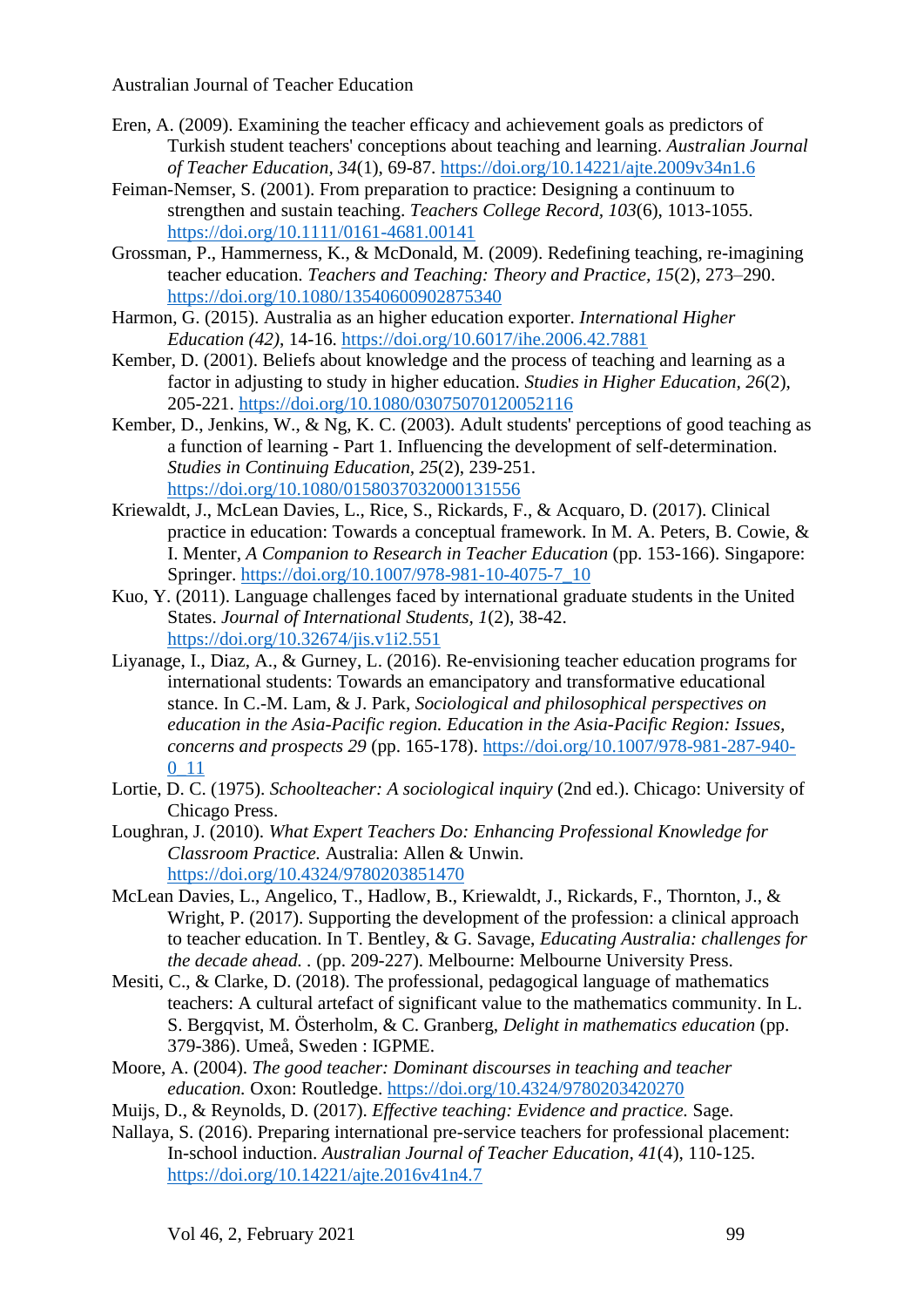Eren, A. (2009). Examining the teacher efficacy and achievement goals as predictors of Turkish student teachers' conceptions about teaching and learning. *Australian Journal of Teacher Education, 34*(1), 69-87. https://doi.org/10.14221/ajte.2009v34n1.6

Feiman-Nemser, S. (2001). From preparation to practice: Designing a continuum to strengthen and sustain teaching. *Teachers College Record, 103*(6), 1013-1055. https://doi.org/10.1111/0161-4681.00141

Grossman, P., Hammerness, K., & McDonald, M. (2009). Redefining teaching, re-imagining teacher education. *Teachers and Teaching: Theory and Practice, 15*(2), 273–290. https://doi.org/10.1080/13540600902875340

Harmon, G. (2015). Australia as an higher education exporter. *International Higher Education (42)*, 14-16. https://doi.org/10.6017/ihe.2006.42.7881

Kember, D. (2001). Beliefs about knowledge and the process of teaching and learning as a factor in adjusting to study in higher education. *Studies in Higher Education, 26*(2), 205-221. https://doi.org/10.1080/03075070120052116

Kember, D., Jenkins, W., & Ng, K. C. (2003). Adult students' perceptions of good teaching as a function of learning - Part 1. Influencing the development of self-determination. *Studies in Continuing Education, 25*(2), 239-251. https://doi.org/10.1080/0158037032000131556

Kriewaldt, J., McLean Davies, L., Rice, S., Rickards, F., & Acquaro, D. (2017). Clinical practice in education: Towards a conceptual framework. In M. A. Peters, B. Cowie, & I. Menter, *A Companion to Research in Teacher Education* (pp. 153-166). Singapore: Springer. https://doi.org/10.1007/978-981-10-4075-7_10

Kuo, Y. (2011). Language challenges faced by international graduate students in the United States. *Journal of International Students, 1*(2), 38-42. https://doi.org/10.32674/jis.v1i2.551

Liyanage, I., Diaz, A., & Gurney, L. (2016). Re-envisioning teacher education programs for international students: Towards an emancipatory and transformative educational stance. In C.-M. Lam, & J. Park, *Sociological and philosophical perspectives on education in the Asia-Pacific region. Education in the Asia-Pacific Region: Issues, concerns and prospects 29* (pp. 165-178). https://doi.org/10.1007/978-981-287-940-0_11

Lortie, D. C. (1975). *Schoolteacher: A sociological inquiry* (2nd ed.). Chicago: University of Chicago Press.

Loughran, J. (2010). *What Expert Teachers Do: Enhancing Professional Knowledge for Classroom Practice.* Australia: Allen & Unwin. https://doi.org/10.4324/9780203851470

McLean Davies, L., Angelico, T., Hadlow, B., Kriewaldt, J., Rickards, F., Thornton, J., & Wright, P. (2017). Supporting the development of the profession: a clinical approach to teacher education. In T. Bentley, & G. Savage, *Educating Australia: challenges for the decade ahead.* . (pp. 209-227). Melbourne: Melbourne University Press.

Mesiti, C., & Clarke, D. (2018). The professional, pedagogical language of mathematics teachers: A cultural artefact of significant value to the mathematics community. In L. S. Bergqvist, M. Österholm, & C. Granberg, *Delight in mathematics education* (pp. 379-386). Umeå, Sweden : IGPME.

Moore, A. (2004). *The good teacher: Dominant discourses in teaching and teacher education.* Oxon: Routledge. https://doi.org/10.4324/9780203420270

Muijs, D., & Reynolds, D. (2017). *Effective teaching: Evidence and practice.* Sage.

Nallaya, S. (2016). Preparing international pre-service teachers for professional placement: In-school induction. *Australian Journal of Teacher Education, 41*(4), 110-125. https://doi.org/10.14221/ajte.2016v41n4.7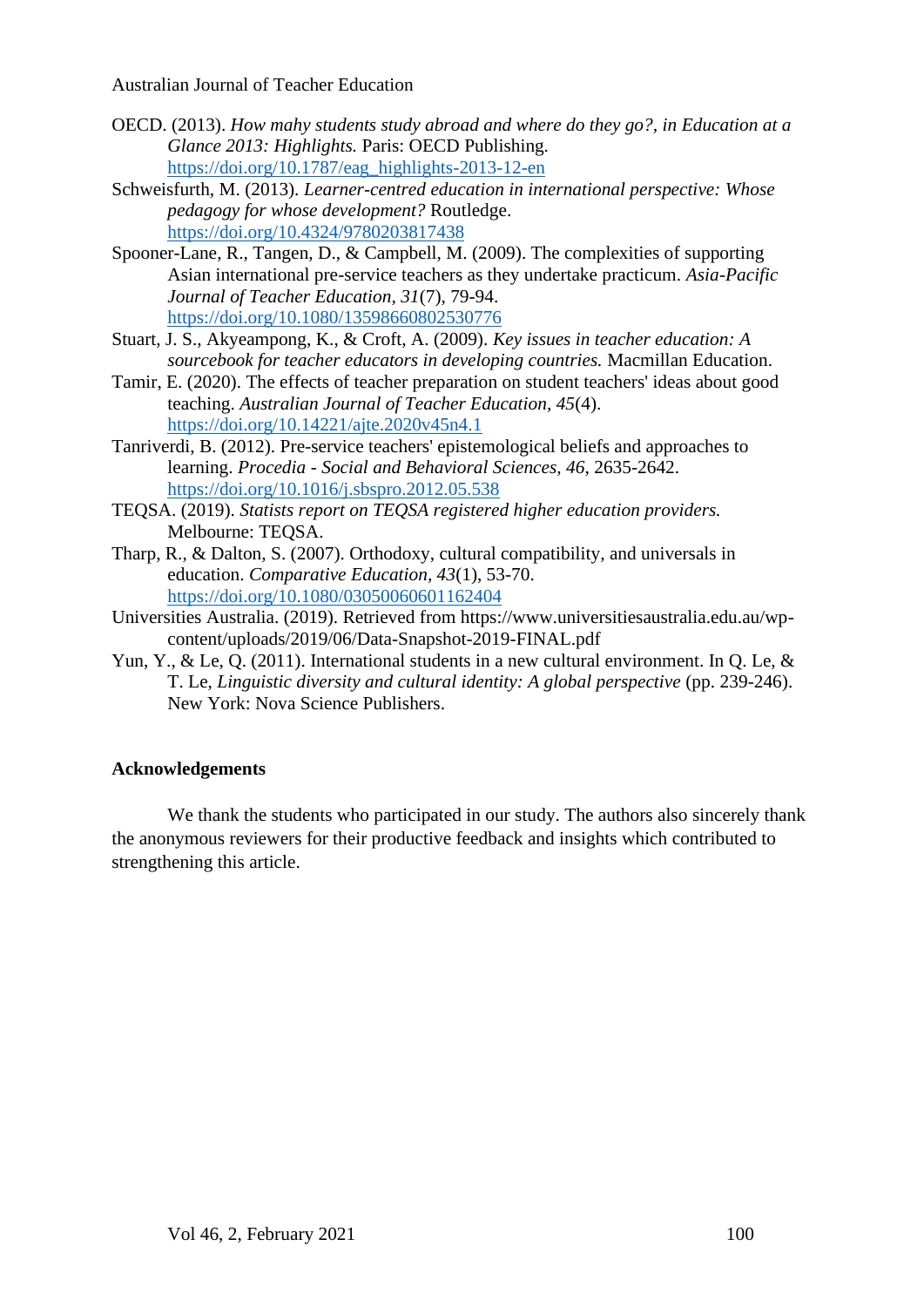OECD. (2013). *How mahy students study abroad and where do they go?, in Education at a Glance 2013: Highlights.* Paris: OECD Publishing. https://doi.org/10.1787/eag_highlights-2013-12-en

Schweisfurth, M. (2013). *Learner-centred education in international perspective: Whose pedagogy for whose development?* Routledge. https://doi.org/10.4324/9780203817438

Spooner-Lane, R., Tangen, D., & Campbell, M. (2009). The complexities of supporting Asian international pre-service teachers as they undertake practicum. *Asia-Pacific Journal of Teacher Education*, *31*(7), 79-94. https://doi.org/10.1080/13598660802530776

Stuart, J. S., Akyeampong, K., & Croft, A. (2009). *Key issues in teacher education: A sourcebook for teacher educators in developing countries.* Macmillan Education.

Tamir, E. (2020). The effects of teacher preparation on student teachers' ideas about good teaching. *Australian Journal of Teacher Education*, *45*(4). https://doi.org/10.14221/ajte.2020v45n4.1

Tanriverdi, B. (2012). Pre-service teachers' epistemological beliefs and approaches to learning. *Procedia - Social and Behavioral Sciences*, *46*, 2635-2642. https://doi.org/10.1016/j.sbspro.2012.05.538

TEQSA. (2019). *Statists report on TEQSA registered higher education providers.* Melbourne: TEQSA.

Tharp, R., & Dalton, S. (2007). Orthodoxy, cultural compatibility, and universals in education. *Comparative Education*, *43*(1), 53-70. https://doi.org/10.1080/03050060601162404

Universities Australia. (2019). Retrieved from https://www.universitiesaustralia.edu.au/wp-content/uploads/2019/06/Data-Snapshot-2019-FINAL.pdf

Yun, Y., & Le, Q. (2011). International students in a new cultural environment. In Q. Le, & T. Le, *Linguistic diversity and cultural identity: A global perspective* (pp. 239-246). New York: Nova Science Publishers.

## Acknowledgements

We thank the students who participated in our study. The authors also sincerely thank the anonymous reviewers for their productive feedback and insights which contributed to strengthening this article.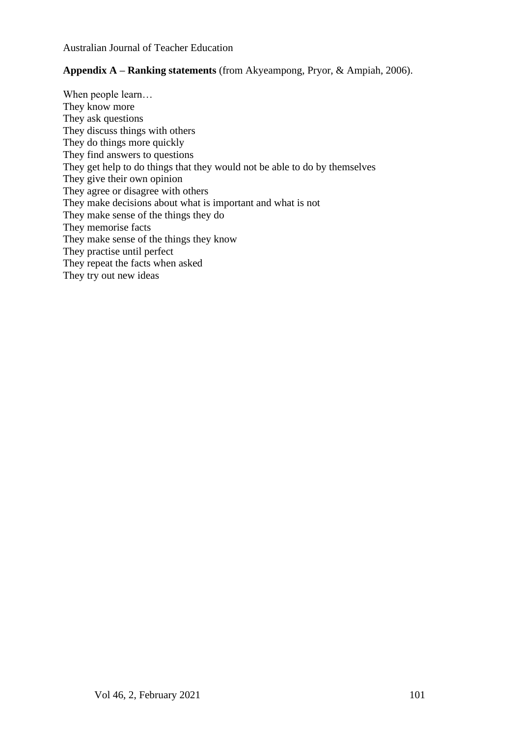**Appendix A – Ranking statements** (from Akyeampong, Pryor, & Ampiah, 2006).

When people learn…
They know more
They ask questions
They discuss things with others
They do things more quickly
They find answers to questions
They get help to do things that they would not be able to do by themselves
They give their own opinion
They agree or disagree with others
They make decisions about what is important and what is not
They make sense of the things they do
They memorise facts
They make sense of the things they know
They practise until perfect
They repeat the facts when asked
They try out new ideas